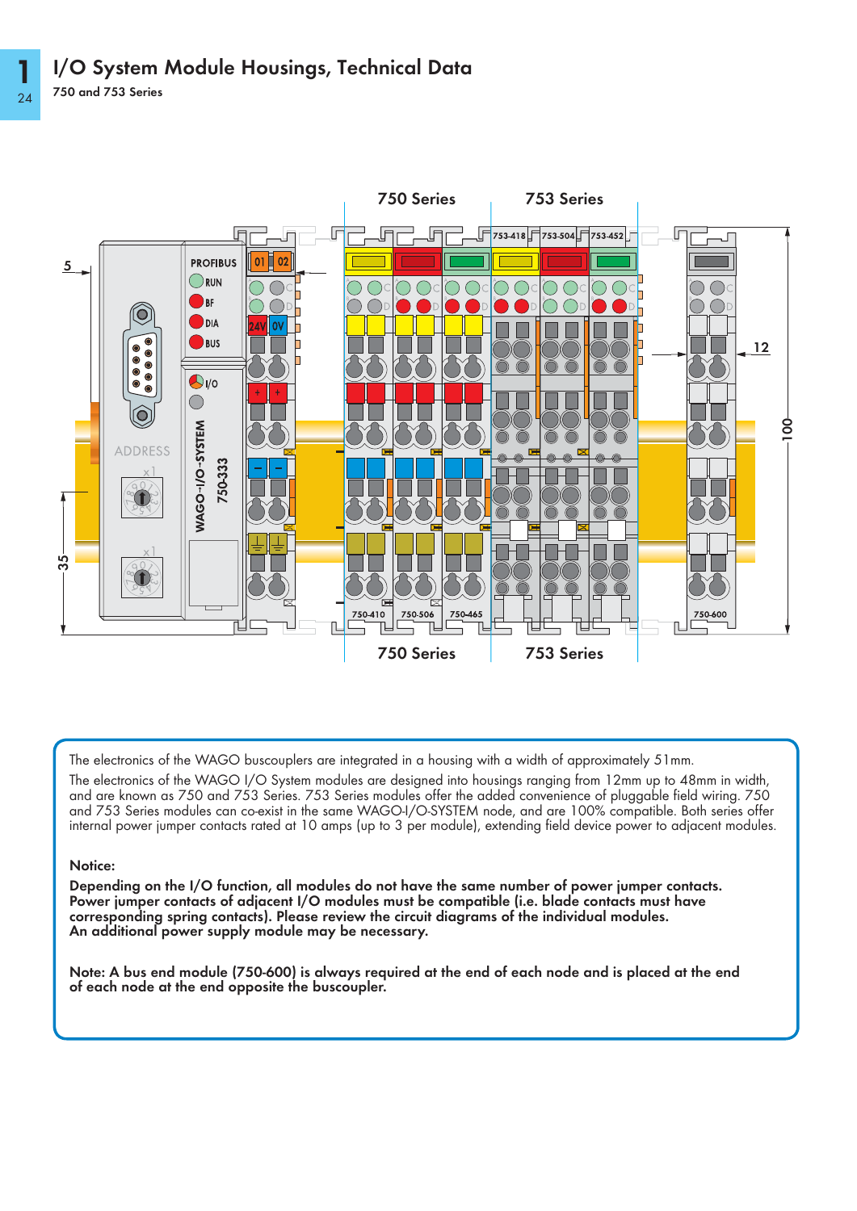# I/O System Module Housings, Technical Data

750 and 753 Series

The electronics of the WAGO buscouplers are integrated in a housing with a width of approximately 51mm.

The electronics of the WAGO I/O System modules are designed into housings ranging from 12mm up to 48mm in width, and are known as 750 and 753 Series. 753 Series modules offer the added convenience of pluggable field wiring. 750 and 753 Series modules can co-exist in the same WAGO-I/O-SYSTEM node, and are 100% compatible. Both series offer internal power jumper contacts rated at 10 amps (up to 3 per module), extending field device power to adjacent modules.

**Notice:**

**Depending on the I/O function, all modules do not have the same number of power jumper contacts. Power jumper contacts of adjacent I/O modules must be compatible (i.e. blade contacts must have corresponding spring contacts). Please review the circuit diagrams of the individual modules. An additional power supply module may be necessary.**

**Note: A bus end module (750-600) is always required at the end of each node and is placed at the end of each node at the end opposite the buscoupler.**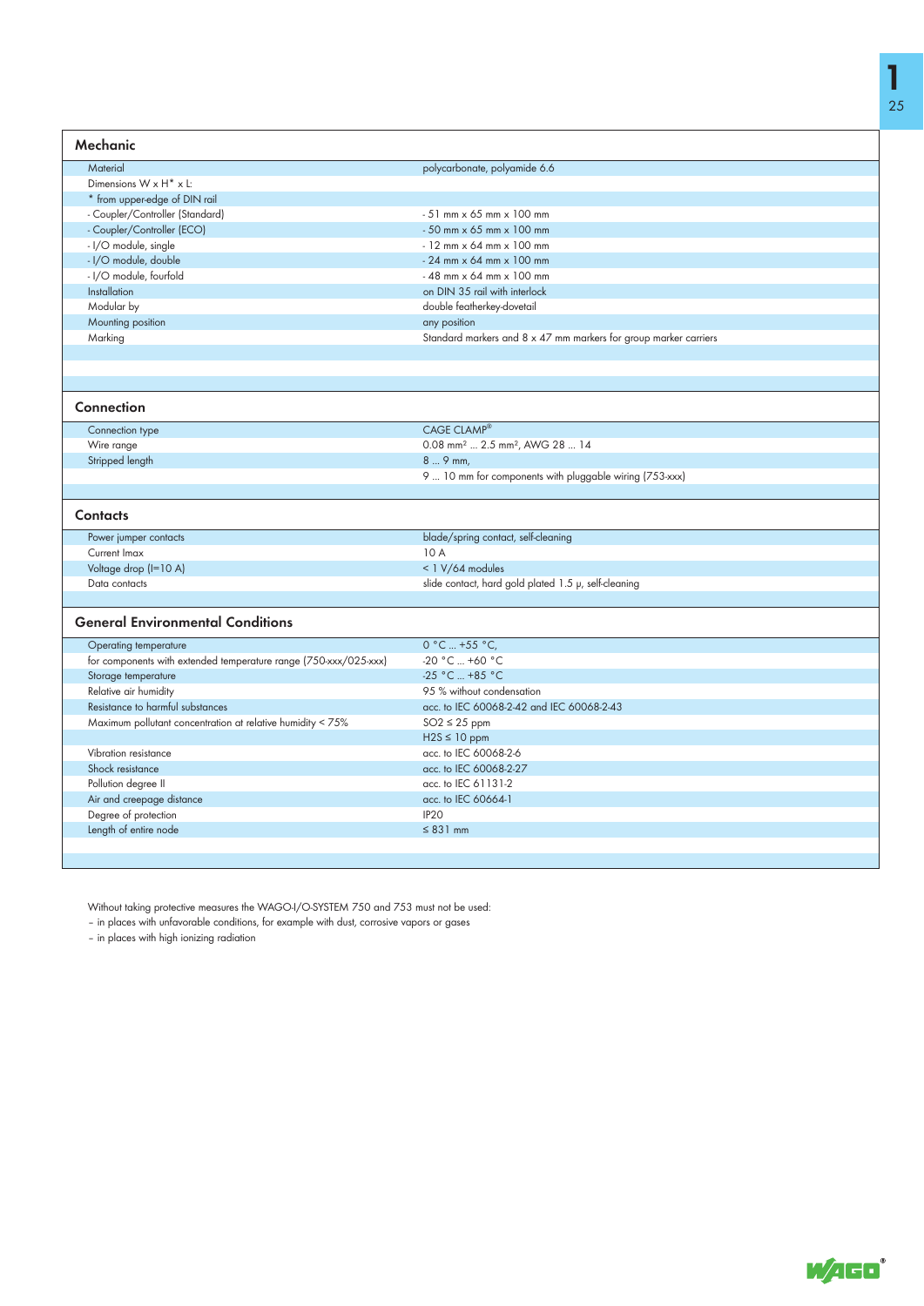## Mechanic

| | |
|---|---|
| Material | polycarbonate, polyamide 6.6 |
| Dimensions W x H* x L: | |
| * from upper-edge of DIN rail | |
| - Coupler/Controller (Standard) | - 51 mm x 65 mm x 100 mm |
| - Coupler/Controller (ECO) | - 50 mm x 65 mm x 100 mm |
| - I/O module, single | - 12 mm x 64 mm x 100 mm |
| - I/O module, double | - 24 mm x 64 mm x 100 mm |
| - I/O module, fourfold | - 48 mm x 64 mm x 100 mm |
| Installation | on DIN 35 rail with interlock |
| Modular by | double featherkey-dovetail |
| Mounting position | any position |
| Marking | Standard markers and 8 x 47 mm markers for group marker carriers |

## Connection

| | |
|---|---|
| Connection type | CAGE CLAMP® |
| Wire range | 0.08 mm² ... 2.5 mm², AWG 28 ... 14 |
| Stripped length | 8 ... 9 mm, |
| | 9 ... 10 mm for components with pluggable wiring (753-xxx) |

## Contacts

| | |
|---|---|
| Power jumper contacts | blade/spring contact, self-cleaning |
| Current Imax | 10 A |
| Voltage drop (I=10 A) | < 1 V/64 modules |
| Data contacts | slide contact, hard gold plated 1.5 µ, self-cleaning |

## General Environmental Conditions

| | |
|---|---|
| Operating temperature | 0 °C ... +55 °C, |
| for components with extended temperature range (750-xxx/025-xxx) | -20 °C ... +60 °C |
| Storage temperature | -25 °C ... +85 °C |
| Relative air humidity | 95 % without condensation |
| Resistance to harmful substances | acc. to IEC 60068-2-42 and IEC 60068-2-43 |
| Maximum pollutant concentration at relative humidity < 75% | $SO_2$ ≤ 25 ppm |
| | $H_2S$ ≤ 10 ppm |
| Vibration resistance | acc. to IEC 60068-2-6 |
| Shock resistance | acc. to IEC 60068-2-27 |
| Pollution degree II | acc. to IEC 61131-2 |
| Air and creepage distance | acc. to IEC 60664-1 |
| Degree of protection | IP20 |
| Length of entire node | ≤ 831 mm |

Without taking protective measures the WAGO-I/O-SYSTEM 750 and 753 must not be used:
- in places with unfavorable conditions, for example with dust, corrosive vapors or gases
- in places with high ionizing radiation